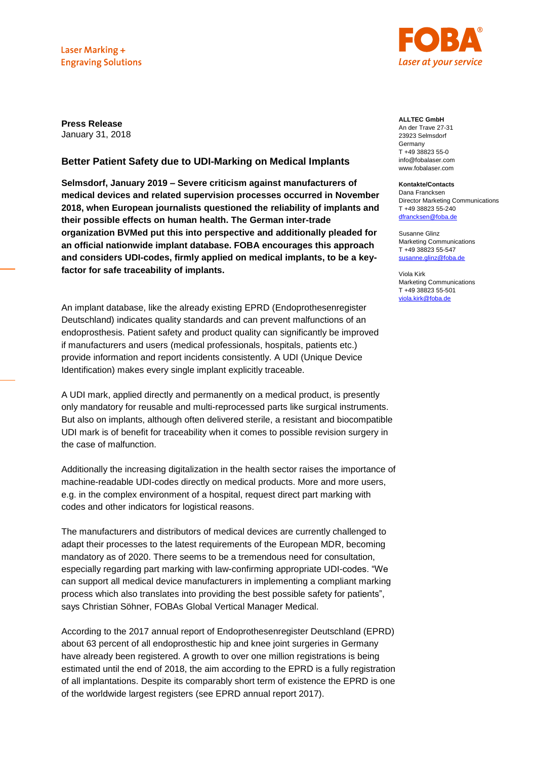Laser Marking + Engraving Solutions

FOBA®
*Laser at your service*

**Press Release**
January 31, 2018

**ALLTEC GmbH**
An der Trave 27-31
23923 Selmsdorf
Germany
T +49 38823 55-0
info@fobalaser.com
www.fobalaser.com

**Kontakte/Contacts**
Dana Francksen
Director Marketing Communications
T +49 38823 55-240
dfrancksen@foba.de

Susanne Glinz
Marketing Communications
T +49 38823 55-547
susanne.glinz@foba.de

Viola Kirk
Marketing Communications
T +49 38823 55-501
viola.kirk@foba.de

## Better Patient Safety due to UDI-Marking on Medical Implants

**Selmsdorf, January 2019 – Severe criticism against manufacturers of medical devices and related supervision processes occurred in November 2018, when European journalists questioned the reliability of implants and their possible effects on human health. The German inter-trade organization BVMed put this into perspective and additionally pleaded for an official nationwide implant database. FOBA encourages this approach and considers UDI-codes, firmly applied on medical implants, to be a key-factor for safe traceability of implants.**

An implant database, like the already existing EPRD (Endoprothesenregister Deutschland) indicates quality standards and can prevent malfunctions of an endoprosthesis. Patient safety and product quality can significantly be improved if manufacturers and users (medical professionals, hospitals, patients etc.) provide information and report incidents consistently. A UDI (Unique Device Identification) makes every single implant explicitly traceable.

A UDI mark, applied directly and permanently on a medical product, is presently only mandatory for reusable and multi-reprocessed parts like surgical instruments. But also on implants, although often delivered sterile, a resistant and biocompatible UDI mark is of benefit for traceability when it comes to possible revision surgery in the case of malfunction.

Additionally the increasing digitalization in the health sector raises the importance of machine-readable UDI-codes directly on medical products. More and more users, e.g. in the complex environment of a hospital, request direct part marking with codes and other indicators for logistical reasons.

The manufacturers and distributors of medical devices are currently challenged to adapt their processes to the latest requirements of the European MDR, becoming mandatory as of 2020. There seems to be a tremendous need for consultation, especially regarding part marking with law-confirming appropriate UDI-codes. "We can support all medical device manufacturers in implementing a compliant marking process which also translates into providing the best possible safety for patients", says Christian Söhner, FOBAs Global Vertical Manager Medical.

According to the 2017 annual report of Endoprothesenregister Deutschland (EPRD) about 63 percent of all endoprosthetic hip and knee joint surgeries in Germany have already been registered. A growth to over one million registrations is being estimated until the end of 2018, the aim according to the EPRD is a fully registration of all implantations. Despite its comparably short term of existence the EPRD is one of the worldwide largest registers (see EPRD annual report 2017).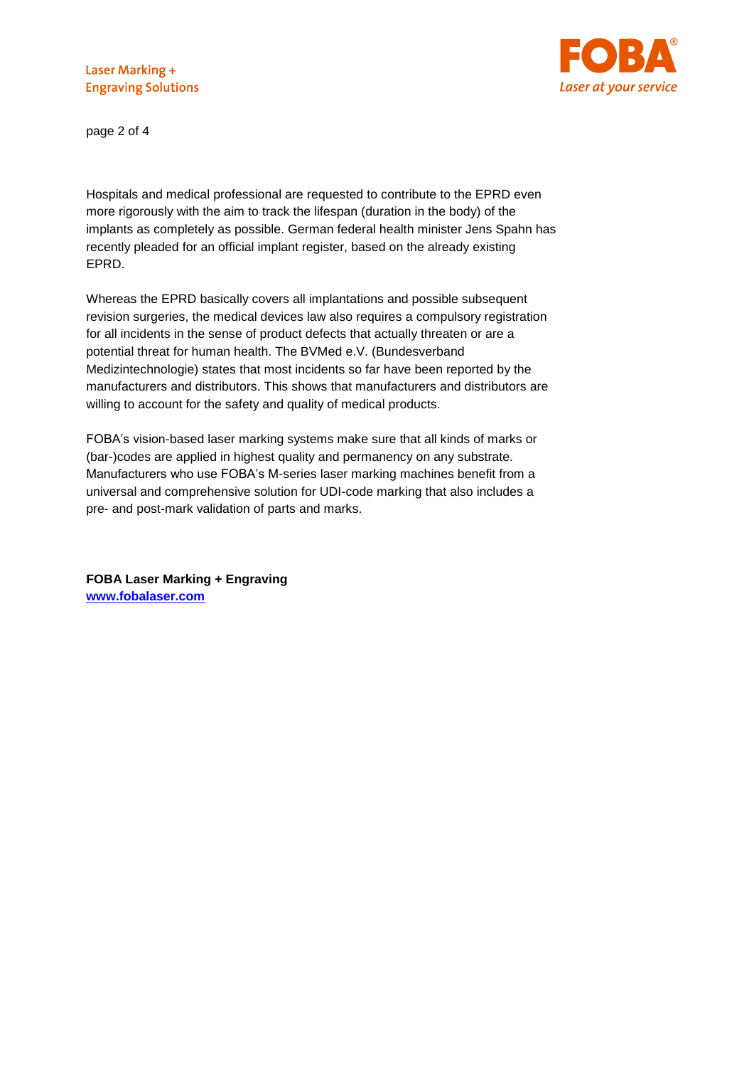Hospitals and medical professional are requested to contribute to the EPRD even more rigorously with the aim to track the lifespan (duration in the body) of the implants as completely as possible. German federal health minister Jens Spahn has recently pleaded for an official implant register, based on the already existing EPRD.

Whereas the EPRD basically covers all implantations and possible subsequent revision surgeries, the medical devices law also requires a compulsory registration for all incidents in the sense of product defects that actually threaten or are a potential threat for human health. The BVMed e.V. (Bundesverband Medizintechnologie) states that most incidents so far have been reported by the manufacturers and distributors. This shows that manufacturers and distributors are willing to account for the safety and quality of medical products.

FOBA's vision-based laser marking systems make sure that all kinds of marks or (bar-)codes are applied in highest quality and permanency on any substrate. Manufacturers who use FOBA's M-series laser marking machines benefit from a universal and comprehensive solution for UDI-code marking that also includes a pre- and post-mark validation of parts and marks.

**FOBA Laser Marking + Engraving**
**[www.fobalaser.com](http://www.fobalaser.com)**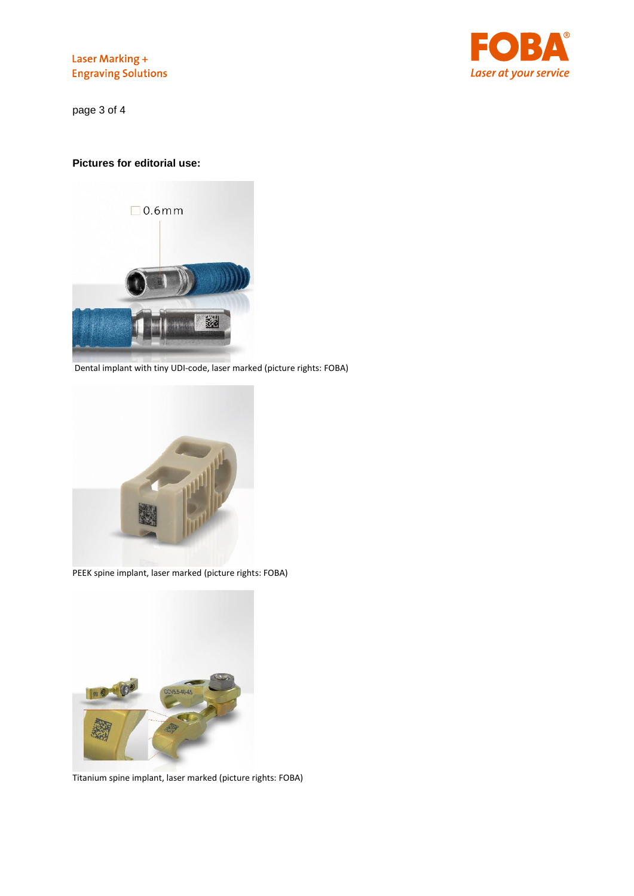**Pictures for editorial use:**

Dental implant with tiny UDI-code, laser marked (picture rights: FOBA)

PEEK spine implant, laser marked (picture rights: FOBA)

Titanium spine implant, laser marked (picture rights: FOBA)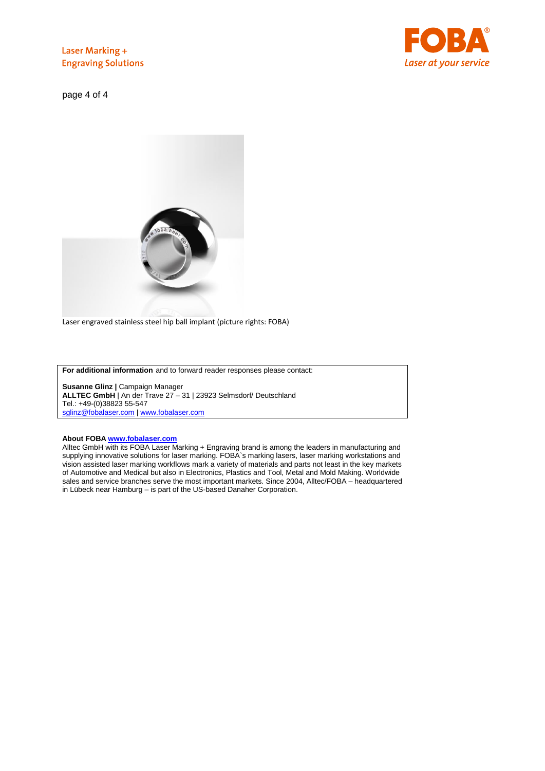Laser engraved stainless steel hip ball implant (picture rights: FOBA)

**For additional information** and to forward reader responses please contact:

**Susanne Glinz |** Campaign Manager
**ALLTEC GmbH** | An der Trave 27 – 31 | 23923 Selmsdorf/ Deutschland
Tel.: +49-(0)38823 55-547
sglinz@fobalaser.com | www.fobalaser.com

**About FOBA www.fobalaser.com**

Alltec GmbH with its FOBA Laser Marking + Engraving brand is among the leaders in manufacturing and supplying innovative solutions for laser marking. FOBA`s marking lasers, laser marking workstations and vision assisted laser marking workflows mark a variety of materials and parts not least in the key markets of Automotive and Medical but also in Electronics, Plastics and Tool, Metal and Mold Making. Worldwide sales and service branches serve the most important markets. Since 2004, Alltec/FOBA – headquartered in Lübeck near Hamburg – is part of the US-based Danaher Corporation.